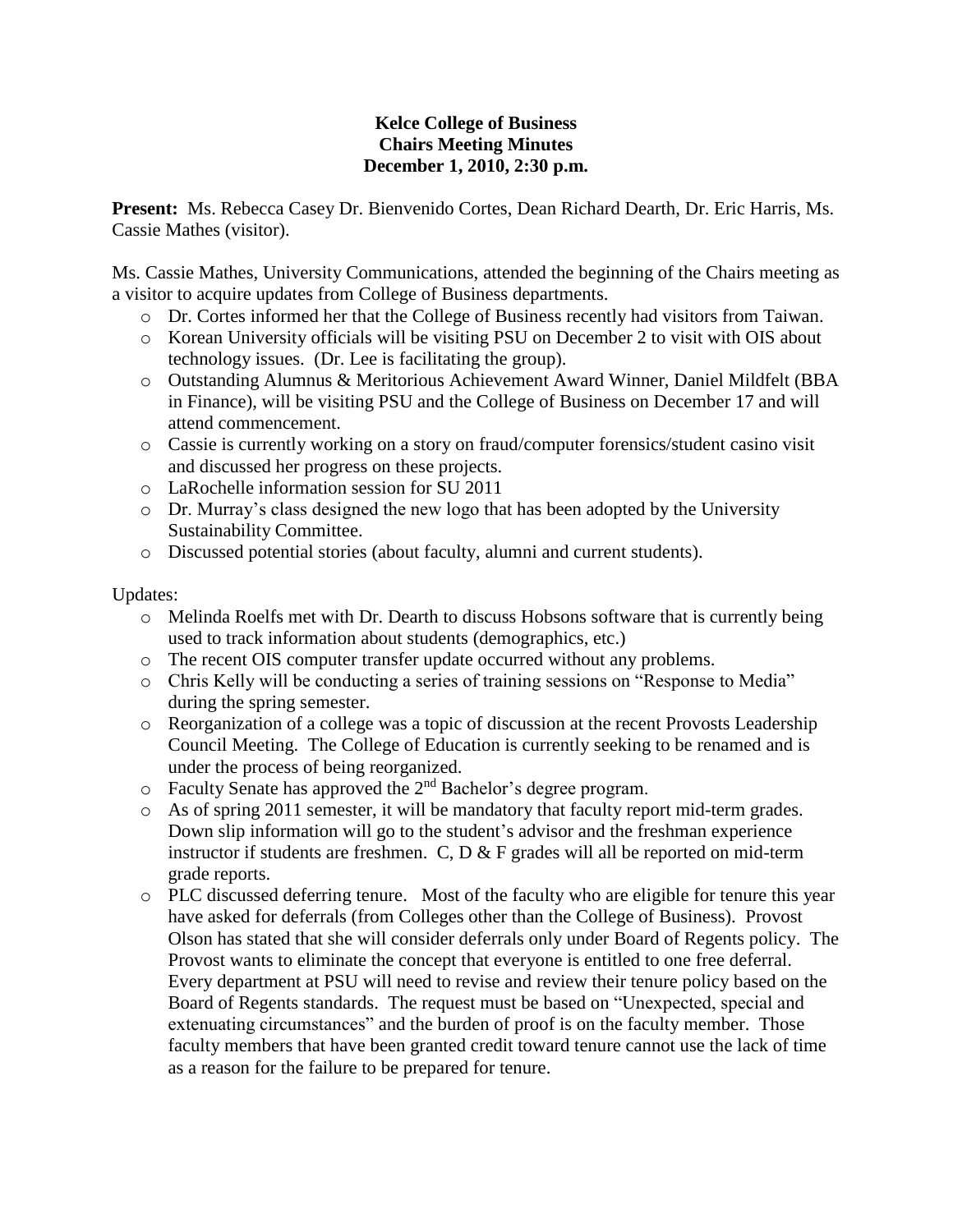**Kelce College of Business**
**Chairs Meeting Minutes**
**December 1, 2010, 2:30 p.m.**

**Present:** Ms. Rebecca Casey Dr. Bienvenido Cortes, Dean Richard Dearth, Dr. Eric Harris, Ms. Cassie Mathes (visitor).

Ms. Cassie Mathes, University Communications, attended the beginning of the Chairs meeting as a visitor to acquire updates from College of Business departments.

- Dr. Cortes informed her that the College of Business recently had visitors from Taiwan.
- Korean University officials will be visiting PSU on December 2 to visit with OIS about technology issues. (Dr. Lee is facilitating the group).
- Outstanding Alumnus & Meritorious Achievement Award Winner, Daniel Mildfelt (BBA in Finance), will be visiting PSU and the College of Business on December 17 and will attend commencement.
- Cassie is currently working on a story on fraud/computer forensics/student casino visit and discussed her progress on these projects.
- LaRochelle information session for SU 2011
- Dr. Murray's class designed the new logo that has been adopted by the University Sustainability Committee.
- Discussed potential stories (about faculty, alumni and current students).

Updates:

- Melinda Roelfs met with Dr. Dearth to discuss Hobsons software that is currently being used to track information about students (demographics, etc.)
- The recent OIS computer transfer update occurred without any problems.
- Chris Kelly will be conducting a series of training sessions on "Response to Media" during the spring semester.
- Reorganization of a college was a topic of discussion at the recent Provosts Leadership Council Meeting. The College of Education is currently seeking to be renamed and is under the process of being reorganized.
- Faculty Senate has approved the 2nd Bachelor's degree program.
- As of spring 2011 semester, it will be mandatory that faculty report mid-term grades. Down slip information will go to the student's advisor and the freshman experience instructor if students are freshmen. C, D & F grades will all be reported on mid-term grade reports.
- PLC discussed deferring tenure. Most of the faculty who are eligible for tenure this year have asked for deferrals (from Colleges other than the College of Business). Provost Olson has stated that she will consider deferrals only under Board of Regents policy. The Provost wants to eliminate the concept that everyone is entitled to one free deferral. Every department at PSU will need to revise and review their tenure policy based on the Board of Regents standards. The request must be based on "Unexpected, special and extenuating circumstances" and the burden of proof is on the faculty member. Those faculty members that have been granted credit toward tenure cannot use the lack of time as a reason for the failure to be prepared for tenure.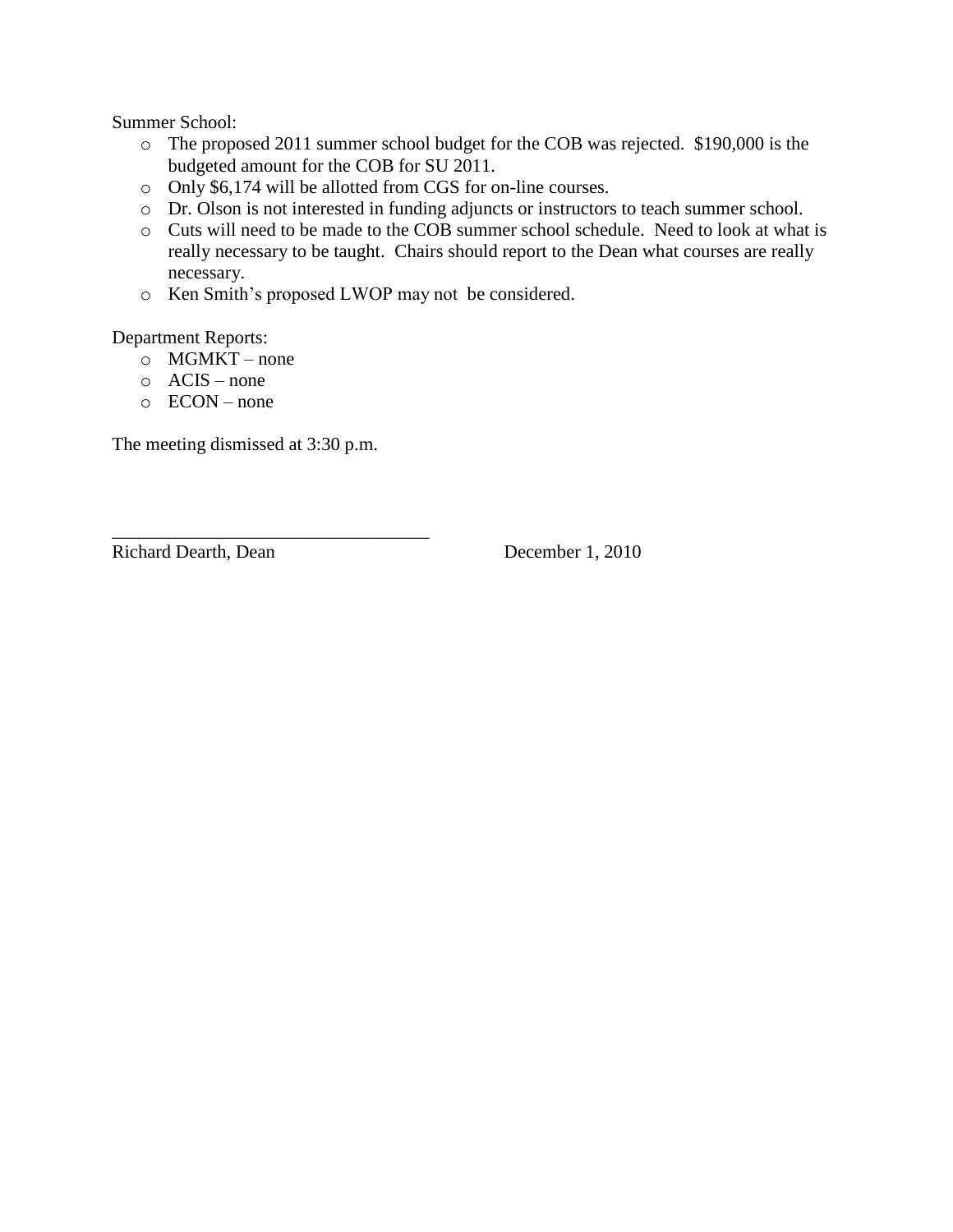Summer School:

- The proposed 2011 summer school budget for the COB was rejected. $190,000 is the budgeted amount for the COB for SU 2011.
- Only $6,174 will be allotted from CGS for on-line courses.
- Dr. Olson is not interested in funding adjuncts or instructors to teach summer school.
- Cuts will need to be made to the COB summer school schedule. Need to look at what is really necessary to be taught. Chairs should report to the Dean what courses are really necessary.
- Ken Smith's proposed LWOP may not be considered.

Department Reports:

- MGMKT – none
- ACIS – none
- ECON – none

The meeting dismissed at 3:30 p.m.

\_\_\_\_\_\_\_\_\_\_\_\_\_\_\_\_\_\_\_\_\_\_\_\_\_\_\_\_\_\_\_\_\_\_

Richard Dearth, Dean　　　　December 1, 2010